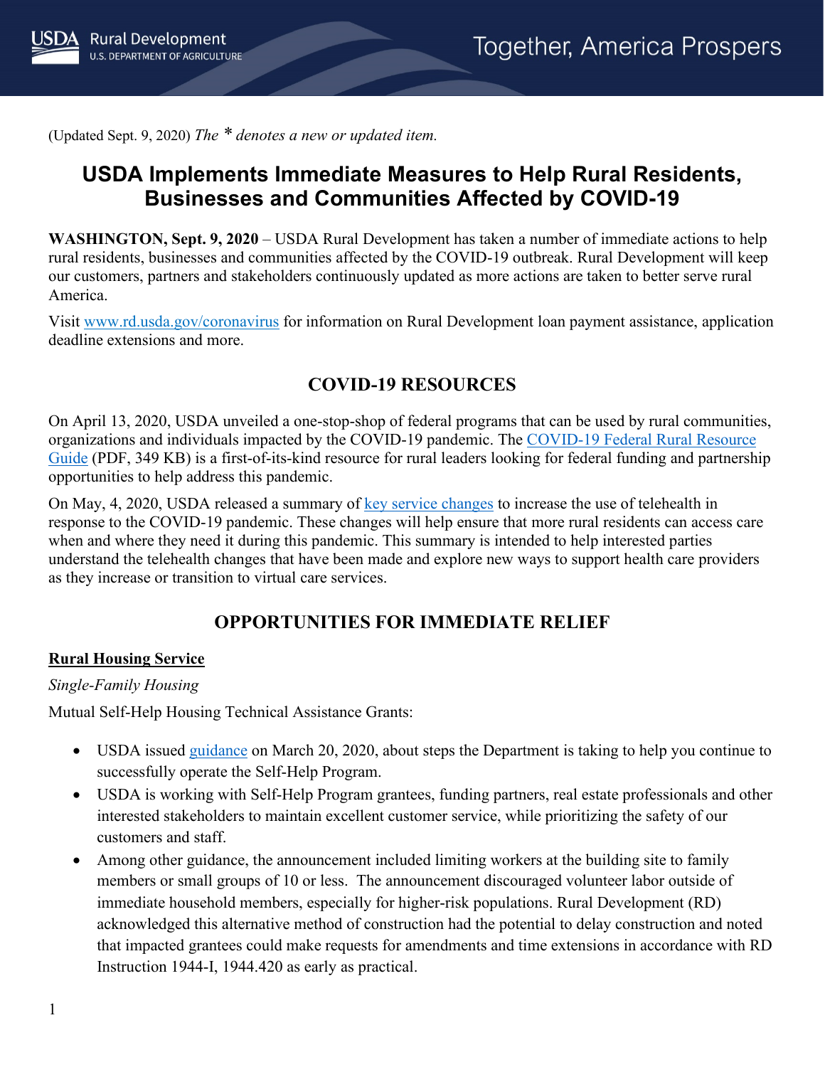(Updated Sept. 9, 2020) *The * denotes a new or updated item.*

# USDA Implements Immediate Measures to Help Rural Residents, Businesses and Communities Affected by COVID-19

**WASHINGTON, Sept. 9, 2020** – USDA Rural Development has taken a number of immediate actions to help rural residents, businesses and communities affected by the COVID-19 outbreak. Rural Development will keep our customers, partners and stakeholders continuously updated as more actions are taken to better serve rural America.

Visit [www.rd.usda.gov/coronavirus](www.rd.usda.gov/coronavirus) for information on Rural Development loan payment assistance, application deadline extensions and more.

## COVID-19 RESOURCES

On April 13, 2020, USDA unveiled a one-stop-shop of federal programs that can be used by rural communities, organizations and individuals impacted by the COVID-19 pandemic. The COVID-19 Federal Rural Resource Guide (PDF, 349 KB) is a first-of-its-kind resource for rural leaders looking for federal funding and partnership opportunities to help address this pandemic.

On May, 4, 2020, USDA released a summary of key service changes to increase the use of telehealth in response to the COVID-19 pandemic. These changes will help ensure that more rural residents can access care when and where they need it during this pandemic. This summary is intended to help interested parties understand the telehealth changes that have been made and explore new ways to support health care providers as they increase or transition to virtual care services.

## OPPORTUNITIES FOR IMMEDIATE RELIEF

### Rural Housing Service

*Single-Family Housing*

Mutual Self-Help Housing Technical Assistance Grants:

- USDA issued guidance on March 20, 2020, about steps the Department is taking to help you continue to successfully operate the Self-Help Program.
- USDA is working with Self-Help Program grantees, funding partners, real estate professionals and other interested stakeholders to maintain excellent customer service, while prioritizing the safety of our customers and staff.
- Among other guidance, the announcement included limiting workers at the building site to family members or small groups of 10 or less. The announcement discouraged volunteer labor outside of immediate household members, especially for higher-risk populations. Rural Development (RD) acknowledged this alternative method of construction had the potential to delay construction and noted that impacted grantees could make requests for amendments and time extensions in accordance with RD Instruction 1944-I, 1944.420 as early as practical.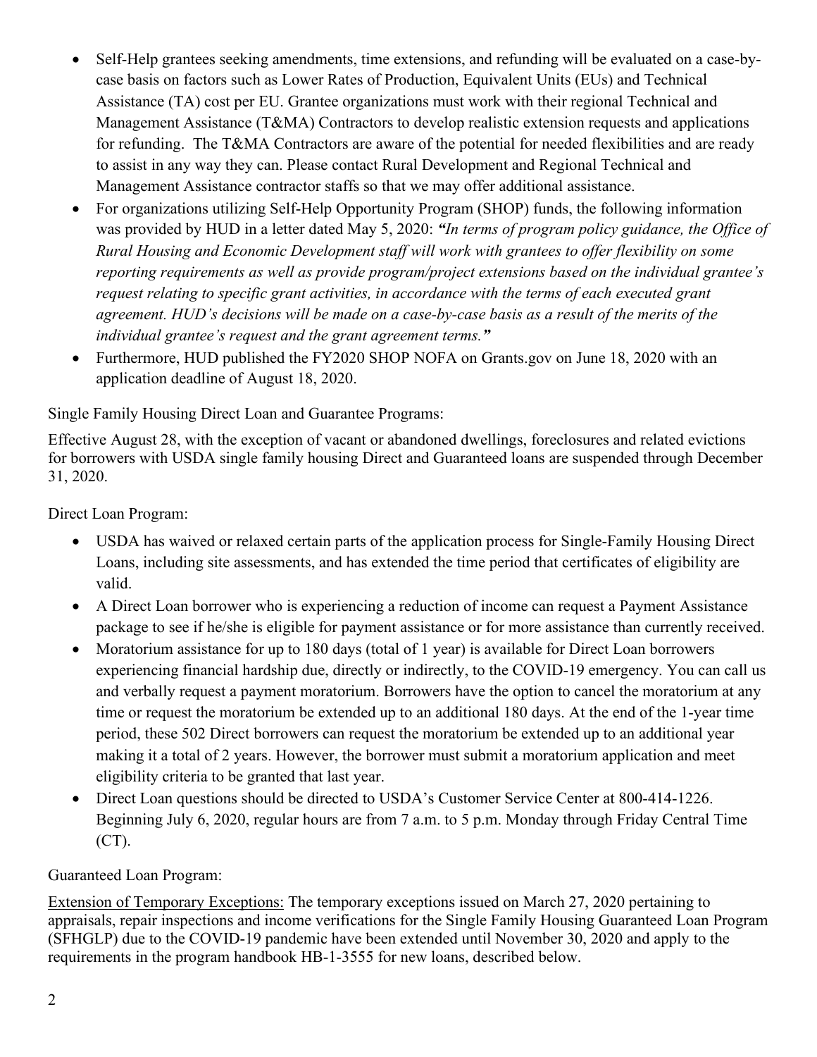- Self-Help grantees seeking amendments, time extensions, and refunding will be evaluated on a case-by-case basis on factors such as Lower Rates of Production, Equivalent Units (EUs) and Technical Assistance (TA) cost per EU. Grantee organizations must work with their regional Technical and Management Assistance (T&MA) Contractors to develop realistic extension requests and applications for refunding. The T&MA Contractors are aware of the potential for needed flexibilities and are ready to assist in any way they can. Please contact Rural Development and Regional Technical and Management Assistance contractor staffs so that we may offer additional assistance.
- For organizations utilizing Self-Help Opportunity Program (SHOP) funds, the following information was provided by HUD in a letter dated May 5, 2020: ***"In terms of program policy guidance, the Office of Rural Housing and Economic Development staff will work with grantees to offer flexibility on some reporting requirements as well as provide program/project extensions based on the individual grantee's request relating to specific grant activities, in accordance with the terms of each executed grant agreement. HUD's decisions will be made on a case-by-case basis as a result of the merits of the individual grantee's request and the grant agreement terms."***
- Furthermore, HUD published the FY2020 SHOP NOFA on Grants.gov on June 18, 2020 with an application deadline of August 18, 2020.

Single Family Housing Direct Loan and Guarantee Programs:

Effective August 28, with the exception of vacant or abandoned dwellings, foreclosures and related evictions for borrowers with USDA single family housing Direct and Guaranteed loans are suspended through December 31, 2020.

Direct Loan Program:

- USDA has waived or relaxed certain parts of the application process for Single-Family Housing Direct Loans, including site assessments, and has extended the time period that certificates of eligibility are valid.
- A Direct Loan borrower who is experiencing a reduction of income can request a Payment Assistance package to see if he/she is eligible for payment assistance or for more assistance than currently received.
- Moratorium assistance for up to 180 days (total of 1 year) is available for Direct Loan borrowers experiencing financial hardship due, directly or indirectly, to the COVID-19 emergency. You can call us and verbally request a payment moratorium. Borrowers have the option to cancel the moratorium at any time or request the moratorium be extended up to an additional 180 days. At the end of the 1-year time period, these 502 Direct borrowers can request the moratorium be extended up to an additional year making it a total of 2 years. However, the borrower must submit a moratorium application and meet eligibility criteria to be granted that last year.
- Direct Loan questions should be directed to USDA's Customer Service Center at 800-414-1226. Beginning July 6, 2020, regular hours are from 7 a.m. to 5 p.m. Monday through Friday Central Time (CT).

Guaranteed Loan Program:

Extension of Temporary Exceptions: The temporary exceptions issued on March 27, 2020 pertaining to appraisals, repair inspections and income verifications for the Single Family Housing Guaranteed Loan Program (SFHGLP) due to the COVID-19 pandemic have been extended until November 30, 2020 and apply to the requirements in the program handbook HB-1-3555 for new loans, described below.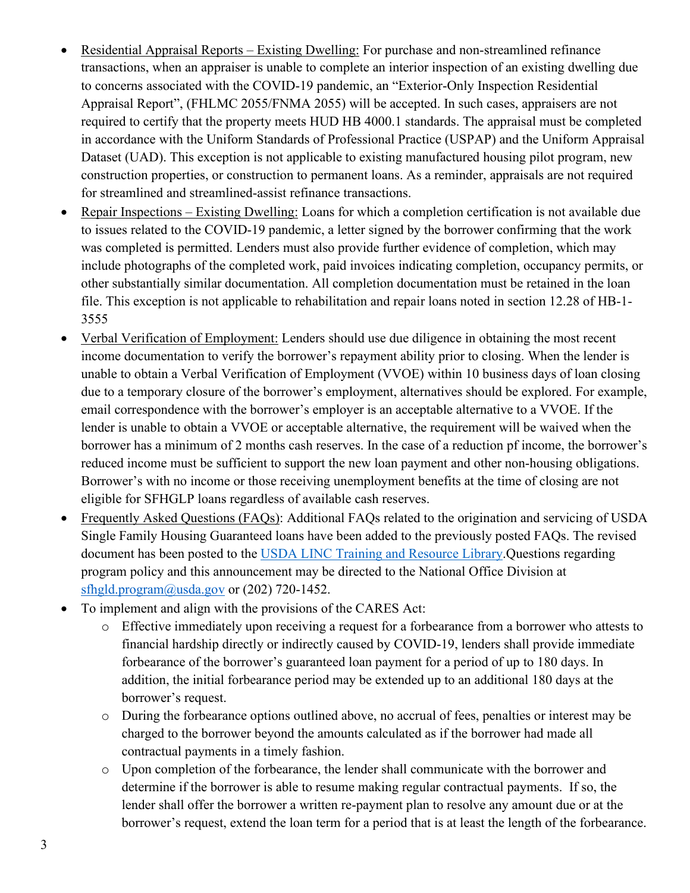- Residential Appraisal Reports – Existing Dwelling: For purchase and non-streamlined refinance transactions, when an appraiser is unable to complete an interior inspection of an existing dwelling due to concerns associated with the COVID-19 pandemic, an "Exterior-Only Inspection Residential Appraisal Report", (FHLMC 2055/FNMA 2055) will be accepted. In such cases, appraisers are not required to certify that the property meets HUD HB 4000.1 standards. The appraisal must be completed in accordance with the Uniform Standards of Professional Practice (USPAP) and the Uniform Appraisal Dataset (UAD). This exception is not applicable to existing manufactured housing pilot program, new construction properties, or construction to permanent loans. As a reminder, appraisals are not required for streamlined and streamlined-assist refinance transactions.
- Repair Inspections – Existing Dwelling: Loans for which a completion certification is not available due to issues related to the COVID-19 pandemic, a letter signed by the borrower confirming that the work was completed is permitted. Lenders must also provide further evidence of completion, which may include photographs of the completed work, paid invoices indicating completion, occupancy permits, or other substantially similar documentation. All completion documentation must be retained in the loan file. This exception is not applicable to rehabilitation and repair loans noted in section 12.28 of HB-1-3555
- Verbal Verification of Employment: Lenders should use due diligence in obtaining the most recent income documentation to verify the borrower's repayment ability prior to closing. When the lender is unable to obtain a Verbal Verification of Employment (VVOE) within 10 business days of loan closing due to a temporary closure of the borrower's employment, alternatives should be explored. For example, email correspondence with the borrower's employer is an acceptable alternative to a VVOE. If the lender is unable to obtain a VVOE or acceptable alternative, the requirement will be waived when the borrower has a minimum of 2 months cash reserves. In the case of a reduction pf income, the borrower's reduced income must be sufficient to support the new loan payment and other non-housing obligations. Borrower's with no income or those receiving unemployment benefits at the time of closing are not eligible for SFHGLP loans regardless of available cash reserves.
- Frequently Asked Questions (FAQs): Additional FAQs related to the origination and servicing of USDA Single Family Housing Guaranteed loans have been added to the previously posted FAQs. The revised document has been posted to the USDA LINC Training and Resource Library.Questions regarding program policy and this announcement may be directed to the National Office Division at sfhgld.program@usda.gov or (202) 720-1452.
- To implement and align with the provisions of the CARES Act:
  - Effective immediately upon receiving a request for a forbearance from a borrower who attests to financial hardship directly or indirectly caused by COVID-19, lenders shall provide immediate forbearance of the borrower's guaranteed loan payment for a period of up to 180 days. In addition, the initial forbearance period may be extended up to an additional 180 days at the borrower's request.
  - During the forbearance options outlined above, no accrual of fees, penalties or interest may be charged to the borrower beyond the amounts calculated as if the borrower had made all contractual payments in a timely fashion.
  - Upon completion of the forbearance, the lender shall communicate with the borrower and determine if the borrower is able to resume making regular contractual payments. If so, the lender shall offer the borrower a written re-payment plan to resolve any amount due or at the borrower's request, extend the loan term for a period that is at least the length of the forbearance.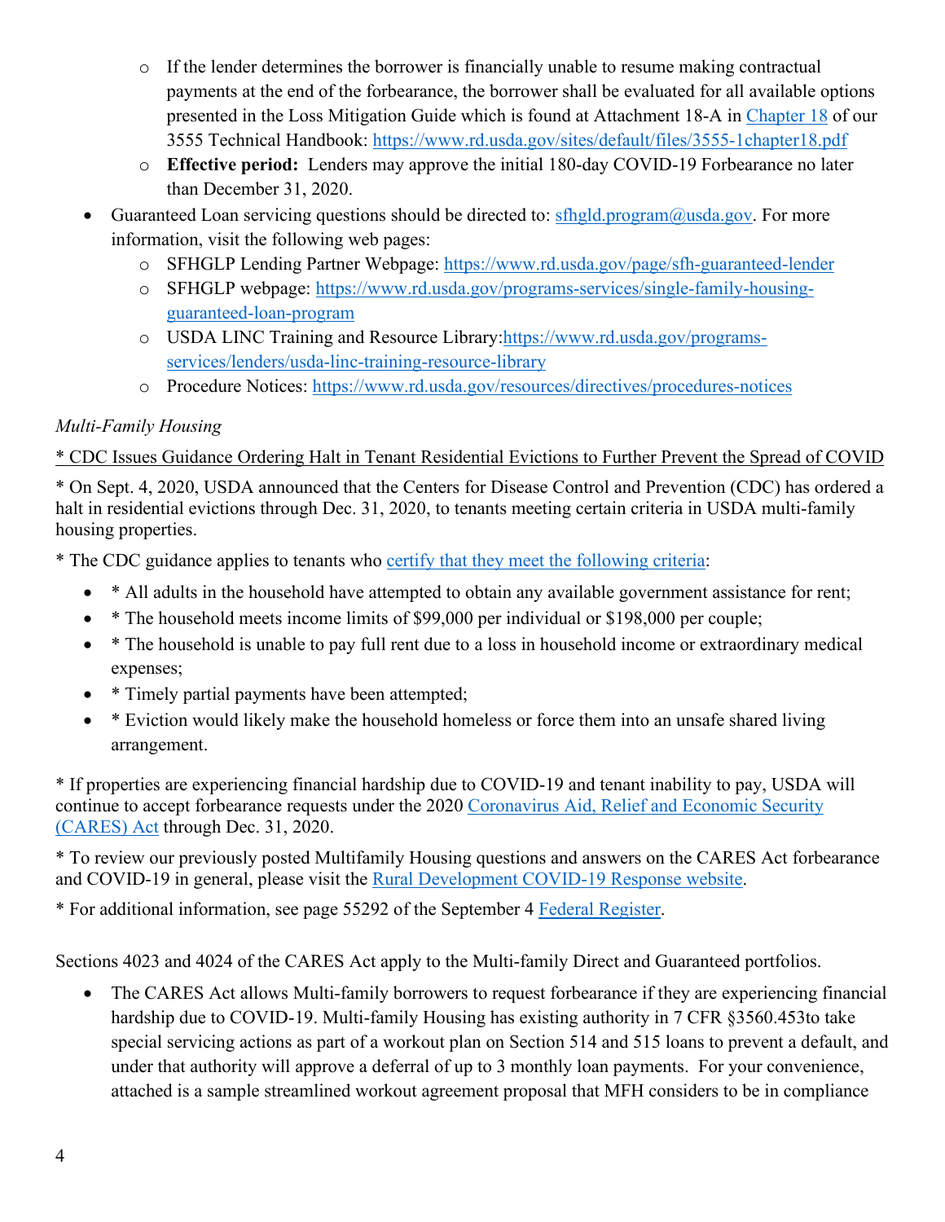- If the lender determines the borrower is financially unable to resume making contractual payments at the end of the forbearance, the borrower shall be evaluated for all available options presented in the Loss Mitigation Guide which is found at Attachment 18-A in [Chapter 18](https://www.rd.usda.gov/sites/default/files/3555-1chapter18.pdf) of our 3555 Technical Handbook: https://www.rd.usda.gov/sites/default/files/3555-1chapter18.pdf
  - **Effective period:** Lenders may approve the initial 180-day COVID-19 Forbearance no later than December 31, 2020.
- Guaranteed Loan servicing questions should be directed to: sfhgld.program@usda.gov. For more information, visit the following web pages:
  - SFHGLP Lending Partner Webpage: https://www.rd.usda.gov/page/sfh-guaranteed-lender
  - SFHGLP webpage: https://www.rd.usda.gov/programs-services/single-family-housing-guaranteed-loan-program
  - USDA LINC Training and Resource Library: https://www.rd.usda.gov/programs-services/lenders/usda-linc-training-resource-library
  - Procedure Notices: https://www.rd.usda.gov/resources/directives/procedures-notices

*Multi-Family Housing*

<u>* CDC Issues Guidance Ordering Halt in Tenant Residential Evictions to Further Prevent the Spread of COVID</u>

* On Sept. 4, 2020, USDA announced that the Centers for Disease Control and Prevention (CDC) has ordered a halt in residential evictions through Dec. 31, 2020, to tenants meeting certain criteria in USDA multi-family housing properties.

* The CDC guidance applies to tenants who certify that they meet the following criteria:

- * All adults in the household have attempted to obtain any available government assistance for rent;
- * The household meets income limits of $99,000 per individual or $198,000 per couple;
- * The household is unable to pay full rent due to a loss in household income or extraordinary medical expenses;
- * Timely partial payments have been attempted;
- * Eviction would likely make the household homeless or force them into an unsafe shared living arrangement.

* If properties are experiencing financial hardship due to COVID-19 and tenant inability to pay, USDA will continue to accept forbearance requests under the 2020 Coronavirus Aid, Relief and Economic Security (CARES) Act through Dec. 31, 2020.

* To review our previously posted Multifamily Housing questions and answers on the CARES Act forbearance and COVID-19 in general, please visit the Rural Development COVID-19 Response website.

* For additional information, see page 55292 of the September 4 Federal Register.

Sections 4023 and 4024 of the CARES Act apply to the Multi-family Direct and Guaranteed portfolios.

- The CARES Act allows Multi-family borrowers to request forbearance if they are experiencing financial hardship due to COVID-19. Multi-family Housing has existing authority in 7 CFR §3560.453to take special servicing actions as part of a workout plan on Section 514 and 515 loans to prevent a default, and under that authority will approve a deferral of up to 3 monthly loan payments. For your convenience, attached is a sample streamlined workout agreement proposal that MFH considers to be in compliance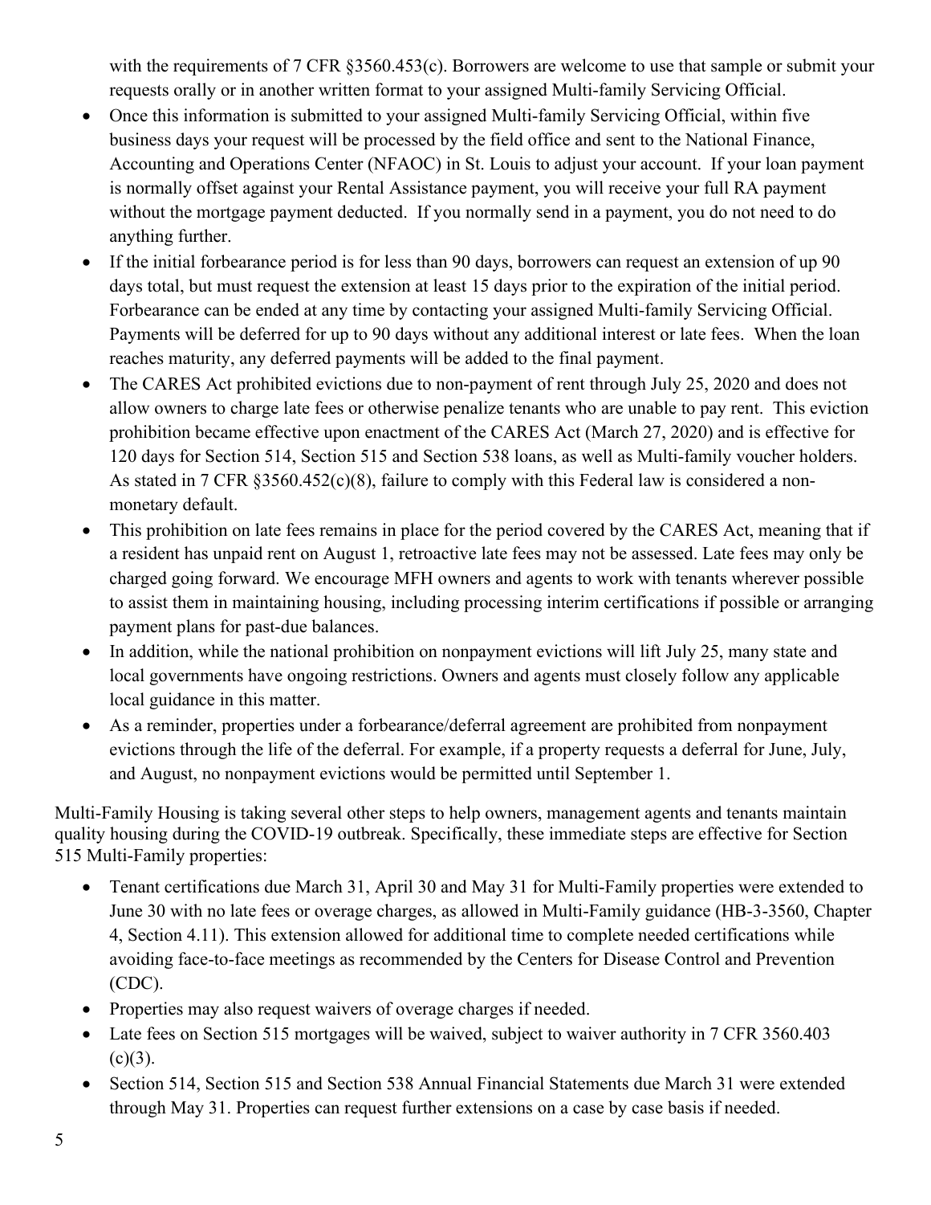with the requirements of 7 CFR §3560.453(c). Borrowers are welcome to use that sample or submit your requests orally or in another written format to your assigned Multi-family Servicing Official.

- Once this information is submitted to your assigned Multi-family Servicing Official, within five business days your request will be processed by the field office and sent to the National Finance, Accounting and Operations Center (NFAOC) in St. Louis to adjust your account. If your loan payment is normally offset against your Rental Assistance payment, you will receive your full RA payment without the mortgage payment deducted. If you normally send in a payment, you do not need to do anything further.
- If the initial forbearance period is for less than 90 days, borrowers can request an extension of up 90 days total, but must request the extension at least 15 days prior to the expiration of the initial period. Forbearance can be ended at any time by contacting your assigned Multi-family Servicing Official. Payments will be deferred for up to 90 days without any additional interest or late fees. When the loan reaches maturity, any deferred payments will be added to the final payment.
- The CARES Act prohibited evictions due to non-payment of rent through July 25, 2020 and does not allow owners to charge late fees or otherwise penalize tenants who are unable to pay rent. This eviction prohibition became effective upon enactment of the CARES Act (March 27, 2020) and is effective for 120 days for Section 514, Section 515 and Section 538 loans, as well as Multi-family voucher holders. As stated in 7 CFR §3560.452(c)(8), failure to comply with this Federal law is considered a non-monetary default.
- This prohibition on late fees remains in place for the period covered by the CARES Act, meaning that if a resident has unpaid rent on August 1, retroactive late fees may not be assessed. Late fees may only be charged going forward. We encourage MFH owners and agents to work with tenants wherever possible to assist them in maintaining housing, including processing interim certifications if possible or arranging payment plans for past-due balances.
- In addition, while the national prohibition on nonpayment evictions will lift July 25, many state and local governments have ongoing restrictions. Owners and agents must closely follow any applicable local guidance in this matter.
- As a reminder, properties under a forbearance/deferral agreement are prohibited from nonpayment evictions through the life of the deferral. For example, if a property requests a deferral for June, July, and August, no nonpayment evictions would be permitted until September 1.

Multi-Family Housing is taking several other steps to help owners, management agents and tenants maintain quality housing during the COVID-19 outbreak. Specifically, these immediate steps are effective for Section 515 Multi-Family properties:

- Tenant certifications due March 31, April 30 and May 31 for Multi-Family properties were extended to June 30 with no late fees or overage charges, as allowed in Multi-Family guidance (HB-3-3560, Chapter 4, Section 4.11). This extension allowed for additional time to complete needed certifications while avoiding face-to-face meetings as recommended by the Centers for Disease Control and Prevention (CDC).
- Properties may also request waivers of overage charges if needed.
- Late fees on Section 515 mortgages will be waived, subject to waiver authority in 7 CFR 3560.403 (c)(3).
- Section 514, Section 515 and Section 538 Annual Financial Statements due March 31 were extended through May 31. Properties can request further extensions on a case by case basis if needed.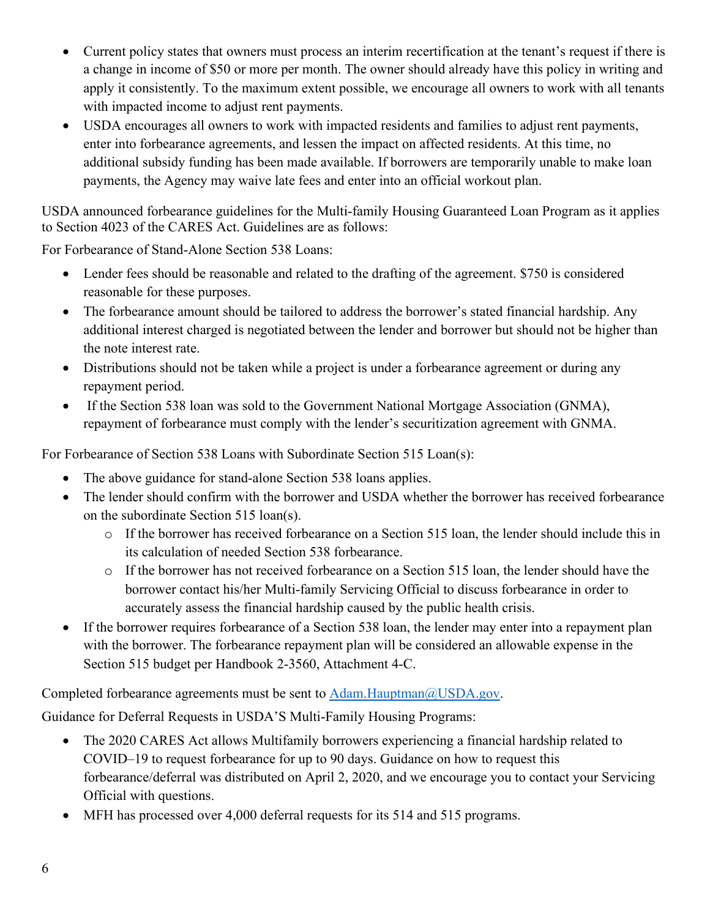- Current policy states that owners must process an interim recertification at the tenant's request if there is a change in income of $50 or more per month. The owner should already have this policy in writing and apply it consistently. To the maximum extent possible, we encourage all owners to work with all tenants with impacted income to adjust rent payments.
- USDA encourages all owners to work with impacted residents and families to adjust rent payments, enter into forbearance agreements, and lessen the impact on affected residents. At this time, no additional subsidy funding has been made available. If borrowers are temporarily unable to make loan payments, the Agency may waive late fees and enter into an official workout plan.

USDA announced forbearance guidelines for the Multi-family Housing Guaranteed Loan Program as it applies to Section 4023 of the CARES Act. Guidelines are as follows:

For Forbearance of Stand-Alone Section 538 Loans:

- Lender fees should be reasonable and related to the drafting of the agreement. $750 is considered reasonable for these purposes.
- The forbearance amount should be tailored to address the borrower's stated financial hardship. Any additional interest charged is negotiated between the lender and borrower but should not be higher than the note interest rate.
- Distributions should not be taken while a project is under a forbearance agreement or during any repayment period.
- If the Section 538 loan was sold to the Government National Mortgage Association (GNMA), repayment of forbearance must comply with the lender's securitization agreement with GNMA.

For Forbearance of Section 538 Loans with Subordinate Section 515 Loan(s):

- The above guidance for stand-alone Section 538 loans applies.
- The lender should confirm with the borrower and USDA whether the borrower has received forbearance on the subordinate Section 515 loan(s).
  - If the borrower has received forbearance on a Section 515 loan, the lender should include this in its calculation of needed Section 538 forbearance.
  - If the borrower has not received forbearance on a Section 515 loan, the lender should have the borrower contact his/her Multi-family Servicing Official to discuss forbearance in order to accurately assess the financial hardship caused by the public health crisis.
- If the borrower requires forbearance of a Section 538 loan, the lender may enter into a repayment plan with the borrower. The forbearance repayment plan will be considered an allowable expense in the Section 515 budget per Handbook 2-3560, Attachment 4-C.

Completed forbearance agreements must be sent to [Adam.Hauptman@USDA.gov](mailto:Adam.Hauptman@USDA.gov).

Guidance for Deferral Requests in USDA'S Multi-Family Housing Programs:

- The 2020 CARES Act allows Multifamily borrowers experiencing a financial hardship related to COVID–19 to request forbearance for up to 90 days. Guidance on how to request this forbearance/deferral was distributed on April 2, 2020, and we encourage you to contact your Servicing Official with questions.
- MFH has processed over 4,000 deferral requests for its 514 and 515 programs.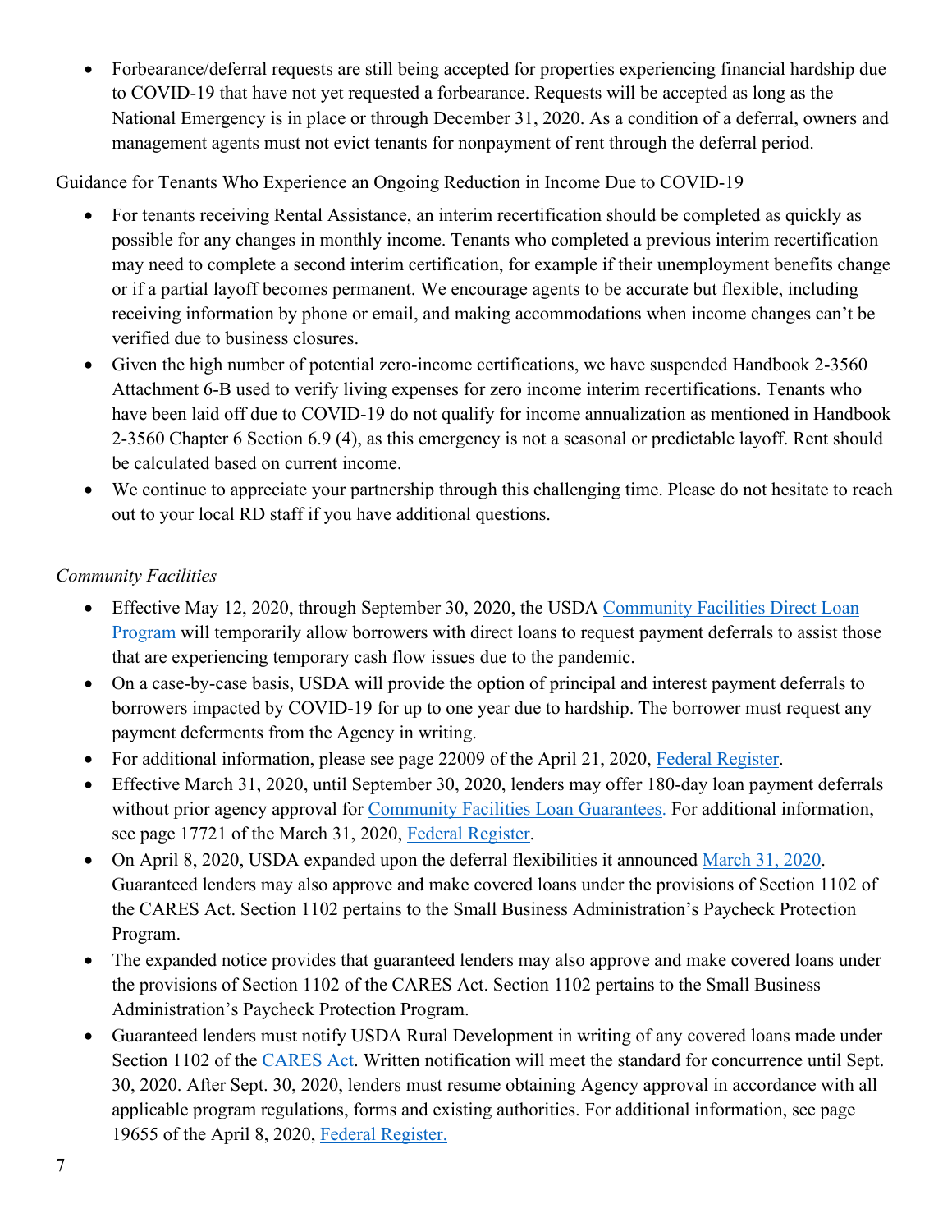- Forbearance/deferral requests are still being accepted for properties experiencing financial hardship due to COVID-19 that have not yet requested a forbearance. Requests will be accepted as long as the National Emergency is in place or through December 31, 2020. As a condition of a deferral, owners and management agents must not evict tenants for nonpayment of rent through the deferral period.

Guidance for Tenants Who Experience an Ongoing Reduction in Income Due to COVID-19

- For tenants receiving Rental Assistance, an interim recertification should be completed as quickly as possible for any changes in monthly income. Tenants who completed a previous interim recertification may need to complete a second interim certification, for example if their unemployment benefits change or if a partial layoff becomes permanent. We encourage agents to be accurate but flexible, including receiving information by phone or email, and making accommodations when income changes can't be verified due to business closures.
- Given the high number of potential zero-income certifications, we have suspended Handbook 2-3560 Attachment 6-B used to verify living expenses for zero income interim recertifications. Tenants who have been laid off due to COVID-19 do not qualify for income annualization as mentioned in Handbook 2-3560 Chapter 6 Section 6.9 (4), as this emergency is not a seasonal or predictable layoff. Rent should be calculated based on current income.
- We continue to appreciate your partnership through this challenging time. Please do not hesitate to reach out to your local RD staff if you have additional questions.

*Community Facilities*

- Effective May 12, 2020, through September 30, 2020, the USDA Community Facilities Direct Loan Program will temporarily allow borrowers with direct loans to request payment deferrals to assist those that are experiencing temporary cash flow issues due to the pandemic.
- On a case-by-case basis, USDA will provide the option of principal and interest payment deferrals to borrowers impacted by COVID-19 for up to one year due to hardship. The borrower must request any payment deferments from the Agency in writing.
- For additional information, please see page 22009 of the April 21, 2020, Federal Register.
- Effective March 31, 2020, until September 30, 2020, lenders may offer 180-day loan payment deferrals without prior agency approval for Community Facilities Loan Guarantees. For additional information, see page 17721 of the March 31, 2020, Federal Register.
- On April 8, 2020, USDA expanded upon the deferral flexibilities it announced March 31, 2020. Guaranteed lenders may also approve and make covered loans under the provisions of Section 1102 of the CARES Act. Section 1102 pertains to the Small Business Administration's Paycheck Protection Program.
- The expanded notice provides that guaranteed lenders may also approve and make covered loans under the provisions of Section 1102 of the CARES Act. Section 1102 pertains to the Small Business Administration's Paycheck Protection Program.
- Guaranteed lenders must notify USDA Rural Development in writing of any covered loans made under Section 1102 of the CARES Act. Written notification will meet the standard for concurrence until Sept. 30, 2020. After Sept. 30, 2020, lenders must resume obtaining Agency approval in accordance with all applicable program regulations, forms and existing authorities. For additional information, see page 19655 of the April 8, 2020, Federal Register.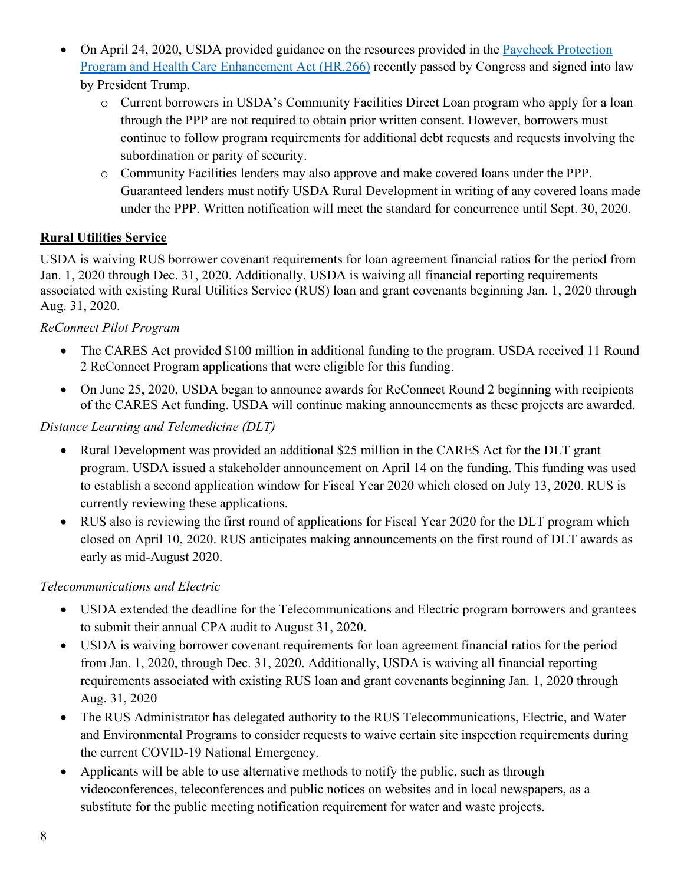- On April 24, 2020, USDA provided guidance on the resources provided in the [Paycheck Protection Program and Health Care Enhancement Act (HR.266)]() recently passed by Congress and signed into law by President Trump.
    - Current borrowers in USDA's Community Facilities Direct Loan program who apply for a loan through the PPP are not required to obtain prior written consent. However, borrowers must continue to follow program requirements for additional debt requests and requests involving the subordination or parity of security.
    - Community Facilities lenders may also approve and make covered loans under the PPP. Guaranteed lenders must notify USDA Rural Development in writing of any covered loans made under the PPP. Written notification will meet the standard for concurrence until Sept. 30, 2020.

**Rural Utilities Service**

USDA is waiving RUS borrower covenant requirements for loan agreement financial ratios for the period from Jan. 1, 2020 through Dec. 31, 2020. Additionally, USDA is waiving all financial reporting requirements associated with existing Rural Utilities Service (RUS) loan and grant covenants beginning Jan. 1, 2020 through Aug. 31, 2020.

*ReConnect Pilot Program*

- The CARES Act provided $100 million in additional funding to the program. USDA received 11 Round 2 ReConnect Program applications that were eligible for this funding.
- On June 25, 2020, USDA began to announce awards for ReConnect Round 2 beginning with recipients of the CARES Act funding. USDA will continue making announcements as these projects are awarded.

*Distance Learning and Telemedicine (DLT)*

- Rural Development was provided an additional $25 million in the CARES Act for the DLT grant program. USDA issued a stakeholder announcement on April 14 on the funding. This funding was used to establish a second application window for Fiscal Year 2020 which closed on July 13, 2020. RUS is currently reviewing these applications.
- RUS also is reviewing the first round of applications for Fiscal Year 2020 for the DLT program which closed on April 10, 2020. RUS anticipates making announcements on the first round of DLT awards as early as mid-August 2020.

*Telecommunications and Electric*

- USDA extended the deadline for the Telecommunications and Electric program borrowers and grantees to submit their annual CPA audit to August 31, 2020.
- USDA is waiving borrower covenant requirements for loan agreement financial ratios for the period from Jan. 1, 2020, through Dec. 31, 2020. Additionally, USDA is waiving all financial reporting requirements associated with existing RUS loan and grant covenants beginning Jan. 1, 2020 through Aug. 31, 2020
- The RUS Administrator has delegated authority to the RUS Telecommunications, Electric, and Water and Environmental Programs to consider requests to waive certain site inspection requirements during the current COVID-19 National Emergency.
- Applicants will be able to use alternative methods to notify the public, such as through videoconferences, teleconferences and public notices on websites and in local newspapers, as a substitute for the public meeting notification requirement for water and waste projects.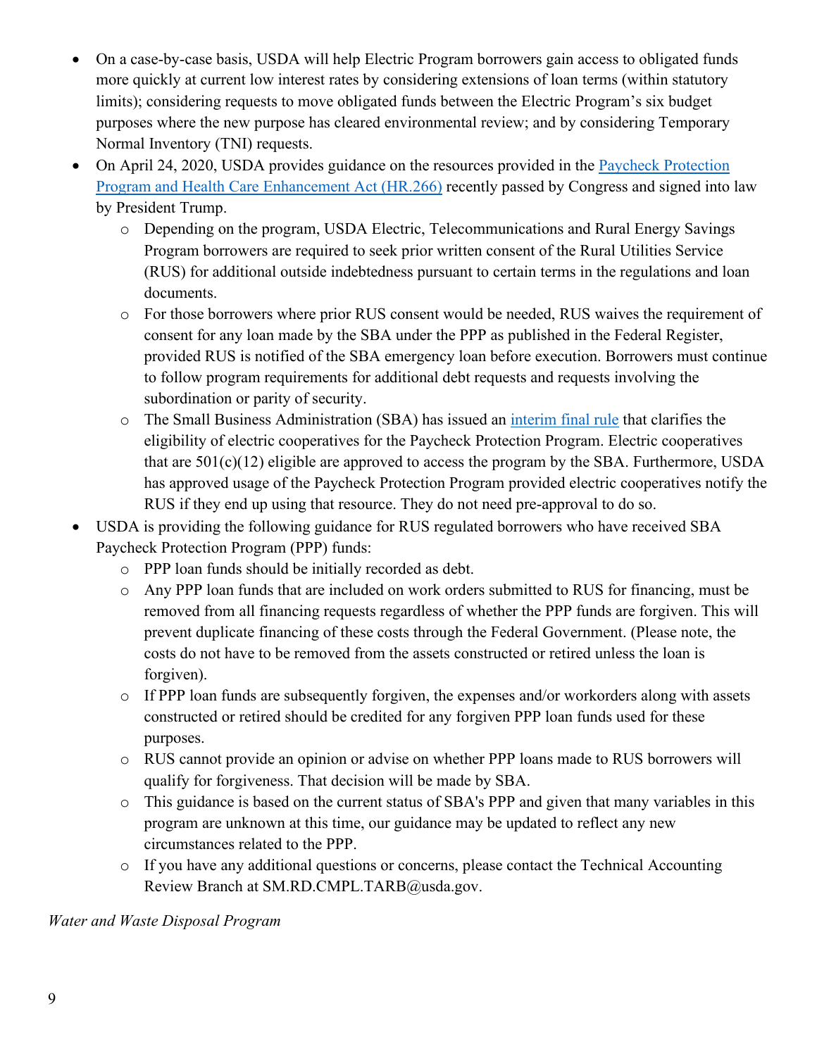- On a case-by-case basis, USDA will help Electric Program borrowers gain access to obligated funds more quickly at current low interest rates by considering extensions of loan terms (within statutory limits); considering requests to move obligated funds between the Electric Program's six budget purposes where the new purpose has cleared environmental review; and by considering Temporary Normal Inventory (TNI) requests.
- On April 24, 2020, USDA provides guidance on the resources provided in the Paycheck Protection Program and Health Care Enhancement Act (HR.266) recently passed by Congress and signed into law by President Trump.
  - Depending on the program, USDA Electric, Telecommunications and Rural Energy Savings Program borrowers are required to seek prior written consent of the Rural Utilities Service (RUS) for additional outside indebtedness pursuant to certain terms in the regulations and loan documents.
  - For those borrowers where prior RUS consent would be needed, RUS waives the requirement of consent for any loan made by the SBA under the PPP as published in the Federal Register, provided RUS is notified of the SBA emergency loan before execution. Borrowers must continue to follow program requirements for additional debt requests and requests involving the subordination or parity of security.
  - The Small Business Administration (SBA) has issued an interim final rule that clarifies the eligibility of electric cooperatives for the Paycheck Protection Program. Electric cooperatives that are 501(c)(12) eligible are approved to access the program by the SBA. Furthermore, USDA has approved usage of the Paycheck Protection Program provided electric cooperatives notify the RUS if they end up using that resource. They do not need pre-approval to do so.
- USDA is providing the following guidance for RUS regulated borrowers who have received SBA Paycheck Protection Program (PPP) funds:
  - PPP loan funds should be initially recorded as debt.
  - Any PPP loan funds that are included on work orders submitted to RUS for financing, must be removed from all financing requests regardless of whether the PPP funds are forgiven. This will prevent duplicate financing of these costs through the Federal Government. (Please note, the costs do not have to be removed from the assets constructed or retired unless the loan is forgiven).
  - If PPP loan funds are subsequently forgiven, the expenses and/or workorders along with assets constructed or retired should be credited for any forgiven PPP loan funds used for these purposes.
  - RUS cannot provide an opinion or advise on whether PPP loans made to RUS borrowers will qualify for forgiveness. That decision will be made by SBA.
  - This guidance is based on the current status of SBA's PPP and given that many variables in this program are unknown at this time, our guidance may be updated to reflect any new circumstances related to the PPP.
  - If you have any additional questions or concerns, please contact the Technical Accounting Review Branch at SM.RD.CMPL.TARB@usda.gov.

*Water and Waste Disposal Program*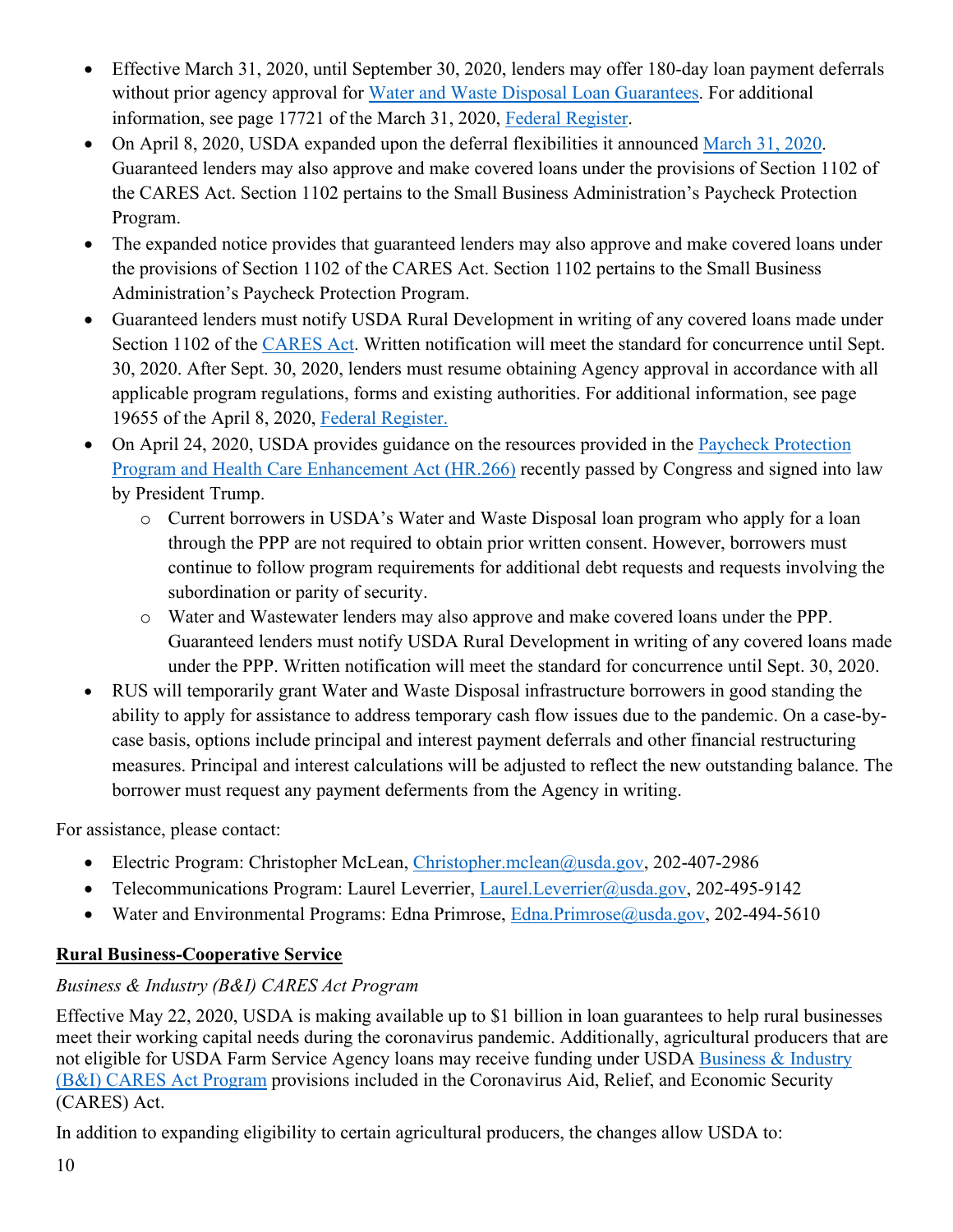- Effective March 31, 2020, until September 30, 2020, lenders may offer 180-day loan payment deferrals without prior agency approval for Water and Waste Disposal Loan Guarantees. For additional information, see page 17721 of the March 31, 2020, Federal Register.
- On April 8, 2020, USDA expanded upon the deferral flexibilities it announced March 31, 2020. Guaranteed lenders may also approve and make covered loans under the provisions of Section 1102 of the CARES Act. Section 1102 pertains to the Small Business Administration's Paycheck Protection Program.
- The expanded notice provides that guaranteed lenders may also approve and make covered loans under the provisions of Section 1102 of the CARES Act. Section 1102 pertains to the Small Business Administration's Paycheck Protection Program.
- Guaranteed lenders must notify USDA Rural Development in writing of any covered loans made under Section 1102 of the CARES Act. Written notification will meet the standard for concurrence until Sept. 30, 2020. After Sept. 30, 2020, lenders must resume obtaining Agency approval in accordance with all applicable program regulations, forms and existing authorities. For additional information, see page 19655 of the April 8, 2020, Federal Register.
- On April 24, 2020, USDA provides guidance on the resources provided in the Paycheck Protection Program and Health Care Enhancement Act (HR.266) recently passed by Congress and signed into law by President Trump.
    - Current borrowers in USDA's Water and Waste Disposal loan program who apply for a loan through the PPP are not required to obtain prior written consent. However, borrowers must continue to follow program requirements for additional debt requests and requests involving the subordination or parity of security.
    - Water and Wastewater lenders may also approve and make covered loans under the PPP. Guaranteed lenders must notify USDA Rural Development in writing of any covered loans made under the PPP. Written notification will meet the standard for concurrence until Sept. 30, 2020.
- RUS will temporarily grant Water and Waste Disposal infrastructure borrowers in good standing the ability to apply for assistance to address temporary cash flow issues due to the pandemic. On a case-by-case basis, options include principal and interest payment deferrals and other financial restructuring measures. Principal and interest calculations will be adjusted to reflect the new outstanding balance. The borrower must request any payment deferments from the Agency in writing.

For assistance, please contact:

- Electric Program: Christopher McLean, Christopher.mclean@usda.gov, 202-407-2986
- Telecommunications Program: Laurel Leverrier, Laurel.Leverrier@usda.gov, 202-495-9142
- Water and Environmental Programs: Edna Primrose, Edna.Primrose@usda.gov, 202-494-5610

## Rural Business-Cooperative Service

*Business & Industry (B&I) CARES Act Program*

Effective May 22, 2020, USDA is making available up to $1 billion in loan guarantees to help rural businesses meet their working capital needs during the coronavirus pandemic. Additionally, agricultural producers that are not eligible for USDA Farm Service Agency loans may receive funding under USDA Business & Industry (B&I) CARES Act Program provisions included in the Coronavirus Aid, Relief, and Economic Security (CARES) Act.

In addition to expanding eligibility to certain agricultural producers, the changes allow USDA to: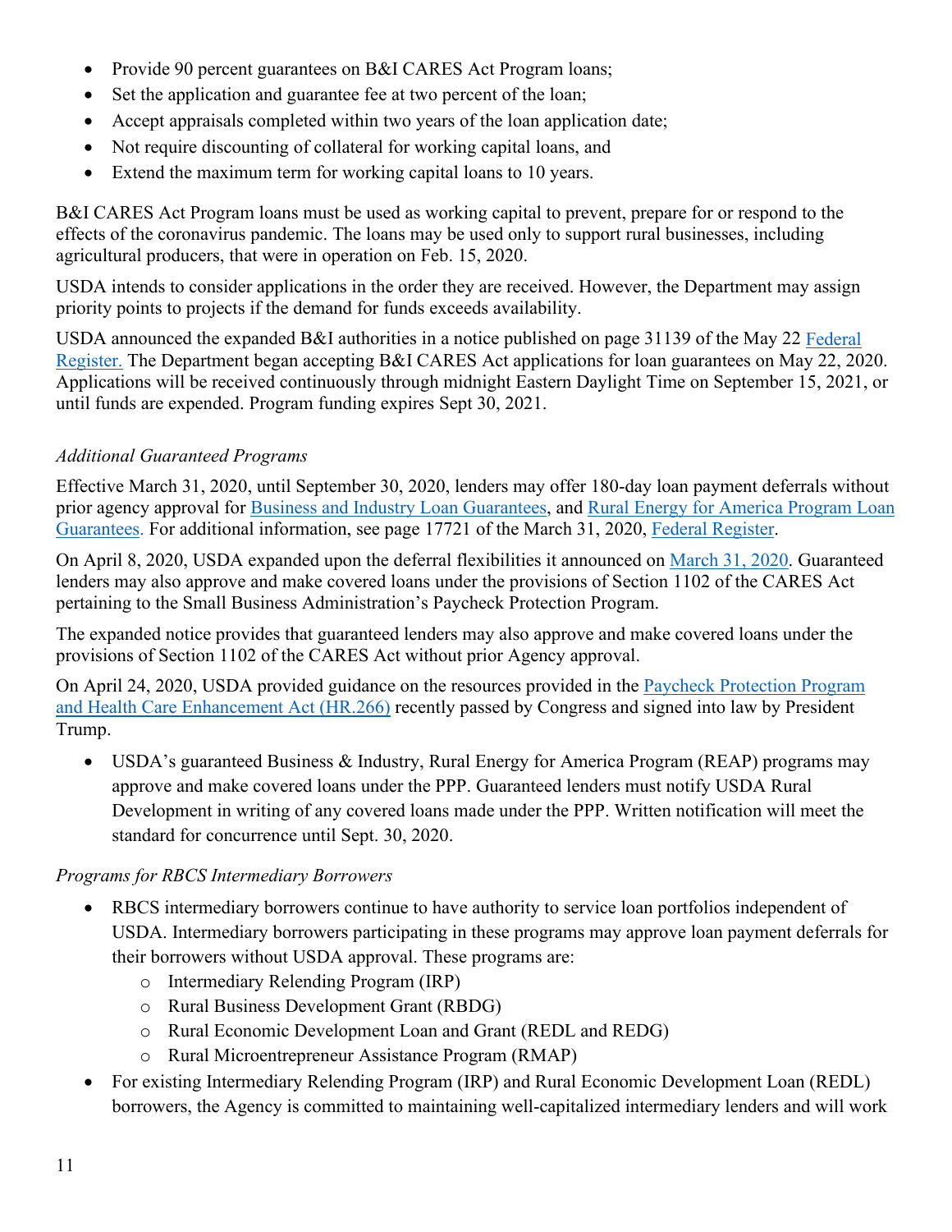- Provide 90 percent guarantees on B&I CARES Act Program loans;
- Set the application and guarantee fee at two percent of the loan;
- Accept appraisals completed within two years of the loan application date;
- Not require discounting of collateral for working capital loans, and
- Extend the maximum term for working capital loans to 10 years.

B&I CARES Act Program loans must be used as working capital to prevent, prepare for or respond to the effects of the coronavirus pandemic. The loans may be used only to support rural businesses, including agricultural producers, that were in operation on Feb. 15, 2020.

USDA intends to consider applications in the order they are received. However, the Department may assign priority points to projects if the demand for funds exceeds availability.

USDA announced the expanded B&I authorities in a notice published on page 31139 of the May 22 Federal Register. The Department began accepting B&I CARES Act applications for loan guarantees on May 22, 2020. Applications will be received continuously through midnight Eastern Daylight Time on September 15, 2021, or until funds are expended. Program funding expires Sept 30, 2021.

*Additional Guaranteed Programs*

Effective March 31, 2020, until September 30, 2020, lenders may offer 180-day loan payment deferrals without prior agency approval for Business and Industry Loan Guarantees, and Rural Energy for America Program Loan Guarantees. For additional information, see page 17721 of the March 31, 2020, Federal Register.

On April 8, 2020, USDA expanded upon the deferral flexibilities it announced on March 31, 2020. Guaranteed lenders may also approve and make covered loans under the provisions of Section 1102 of the CARES Act pertaining to the Small Business Administration's Paycheck Protection Program.

The expanded notice provides that guaranteed lenders may also approve and make covered loans under the provisions of Section 1102 of the CARES Act without prior Agency approval.

On April 24, 2020, USDA provided guidance on the resources provided in the Paycheck Protection Program and Health Care Enhancement Act (HR.266) recently passed by Congress and signed into law by President Trump.

- USDA's guaranteed Business & Industry, Rural Energy for America Program (REAP) programs may approve and make covered loans under the PPP. Guaranteed lenders must notify USDA Rural Development in writing of any covered loans made under the PPP. Written notification will meet the standard for concurrence until Sept. 30, 2020.

*Programs for RBCS Intermediary Borrowers*

- RBCS intermediary borrowers continue to have authority to service loan portfolios independent of USDA. Intermediary borrowers participating in these programs may approve loan payment deferrals for their borrowers without USDA approval. These programs are:
  - Intermediary Relending Program (IRP)
  - Rural Business Development Grant (RBDG)
  - Rural Economic Development Loan and Grant (REDL and REDG)
  - Rural Microentrepreneur Assistance Program (RMAP)
- For existing Intermediary Relending Program (IRP) and Rural Economic Development Loan (REDL) borrowers, the Agency is committed to maintaining well-capitalized intermediary lenders and will work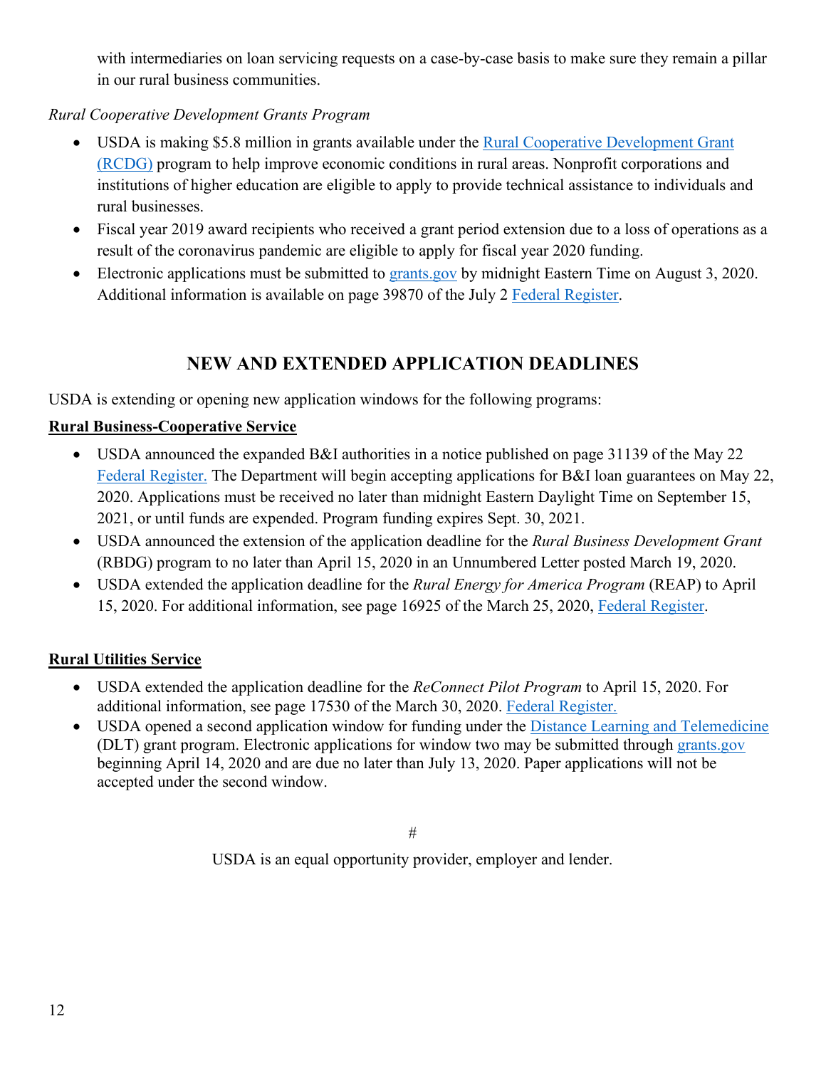with intermediaries on loan servicing requests on a case-by-case basis to make sure they remain a pillar in our rural business communities.

*Rural Cooperative Development Grants Program*

- USDA is making $5.8 million in grants available under the Rural Cooperative Development Grant (RCDG) program to help improve economic conditions in rural areas. Nonprofit corporations and institutions of higher education are eligible to apply to provide technical assistance to individuals and rural businesses.
- Fiscal year 2019 award recipients who received a grant period extension due to a loss of operations as a result of the coronavirus pandemic are eligible to apply for fiscal year 2020 funding.
- Electronic applications must be submitted to grants.gov by midnight Eastern Time on August 3, 2020. Additional information is available on page 39870 of the July 2 Federal Register.

## NEW AND EXTENDED APPLICATION DEADLINES

USDA is extending or opening new application windows for the following programs:

**Rural Business-Cooperative Service**

- USDA announced the expanded B&I authorities in a notice published on page 31139 of the May 22 Federal Register. The Department will begin accepting applications for B&I loan guarantees on May 22, 2020. Applications must be received no later than midnight Eastern Daylight Time on September 15, 2021, or until funds are expended. Program funding expires Sept. 30, 2021.
- USDA announced the extension of the application deadline for the *Rural Business Development Grant* (RBDG) program to no later than April 15, 2020 in an Unnumbered Letter posted March 19, 2020.
- USDA extended the application deadline for the *Rural Energy for America Program* (REAP) to April 15, 2020. For additional information, see page 16925 of the March 25, 2020, Federal Register.

**Rural Utilities Service**

- USDA extended the application deadline for the *ReConnect Pilot Program* to April 15, 2020. For additional information, see page 17530 of the March 30, 2020. Federal Register.
- USDA opened a second application window for funding under the Distance Learning and Telemedicine (DLT) grant program. Electronic applications for window two may be submitted through grants.gov beginning April 14, 2020 and are due no later than July 13, 2020. Paper applications will not be accepted under the second window.

#

USDA is an equal opportunity provider, employer and lender.